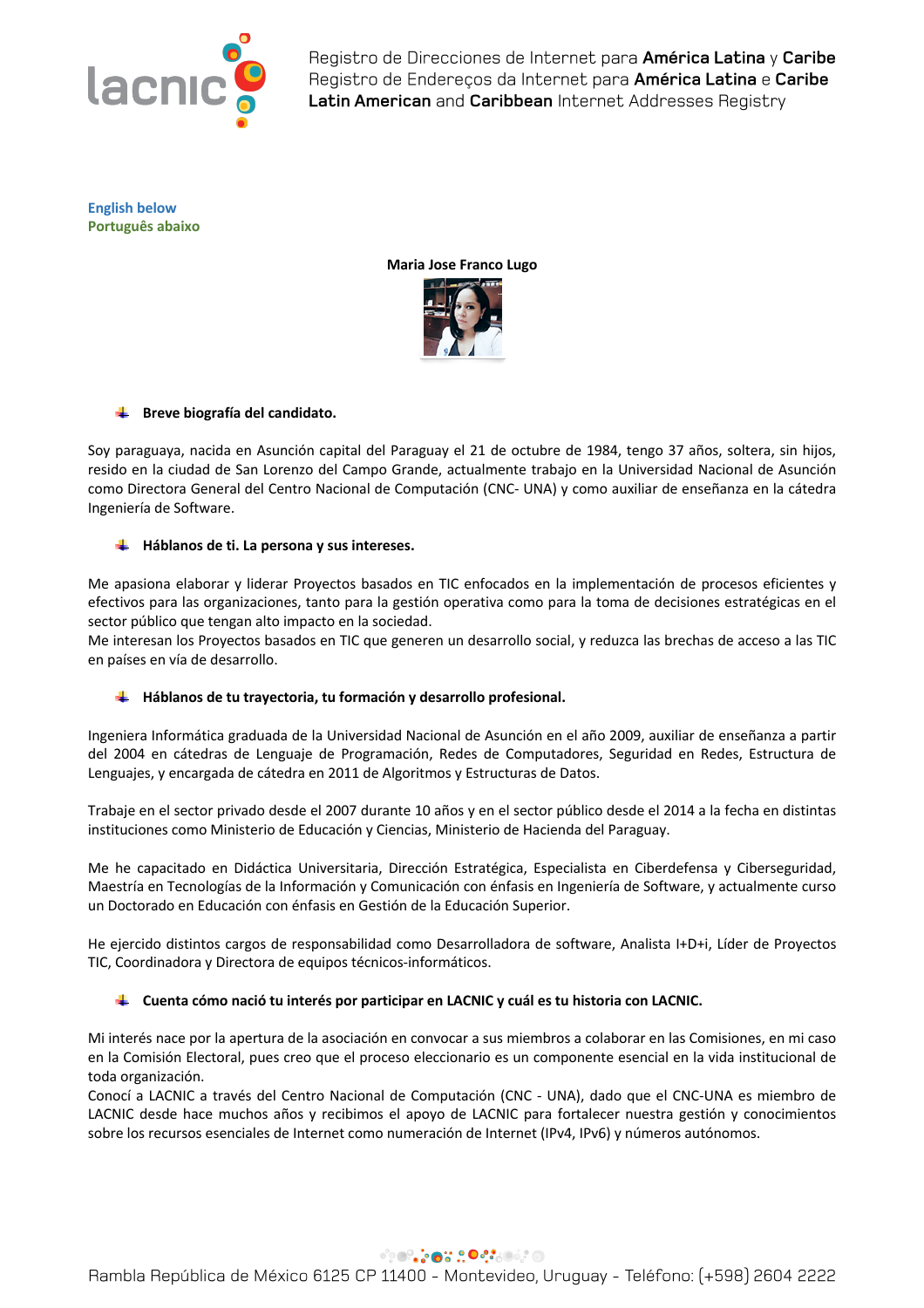English below
Português abaixo

**Maria Jose Franco Lugo**

- **Breve biografía del candidato.**

Soy paraguaya, nacida en Asunción capital del Paraguay el 21 de octubre de 1984, tengo 37 años, soltera, sin hijos, resido en la ciudad de San Lorenzo del Campo Grande, actualmente trabajo en la Universidad Nacional de Asunción como Directora General del Centro Nacional de Computación (CNC- UNA) y como auxiliar de enseñanza en la cátedra Ingeniería de Software.

- **Háblanos de ti. La persona y sus intereses.**

Me apasiona elaborar y liderar Proyectos basados en TIC enfocados en la implementación de procesos eficientes y efectivos para las organizaciones, tanto para la gestión operativa como para la toma de decisiones estratégicas en el sector público que tengan alto impacto en la sociedad.
Me interesan los Proyectos basados en TIC que generen un desarrollo social, y reduzca las brechas de acceso a las TIC en países en vía de desarrollo.

- **Háblanos de tu trayectoria, tu formación y desarrollo profesional.**

Ingeniera Informática graduada de la Universidad Nacional de Asunción en el año 2009, auxiliar de enseñanza a partir del 2004 en cátedras de Lenguaje de Programación, Redes de Computadores, Seguridad en Redes, Estructura de Lenguajes, y encargada de cátedra en 2011 de Algoritmos y Estructuras de Datos.

Trabaje en el sector privado desde el 2007 durante 10 años y en el sector público desde el 2014 a la fecha en distintas instituciones como Ministerio de Educación y Ciencias, Ministerio de Hacienda del Paraguay.

Me he capacitado en Didáctica Universitaria, Dirección Estratégica, Especialista en Ciberdefensa y Ciberseguridad, Maestría en Tecnologías de la Información y Comunicación con énfasis en Ingeniería de Software, y actualmente curso un Doctorado en Educación con énfasis en Gestión de la Educación Superior.

He ejercido distintos cargos de responsabilidad como Desarrolladora de software, Analista I+D+i, Líder de Proyectos TIC, Coordinadora y Directora de equipos técnicos-informáticos.

- **Cuenta cómo nació tu interés por participar en LACNIC y cuál es tu historia con LACNIC.**

Mi interés nace por la apertura de la asociación en convocar a sus miembros a colaborar en las Comisiones, en mi caso en la Comisión Electoral, pues creo que el proceso eleccionario es un componente esencial en la vida institucional de toda organización.
Conocí a LACNIC a través del Centro Nacional de Computación (CNC - UNA), dado que el CNC-UNA es miembro de LACNIC desde hace muchos años y recibimos el apoyo de LACNIC para fortalecer nuestra gestión y conocimientos sobre los recursos esenciales de Internet como numeración de Internet (IPv4, IPv6) y números autónomos.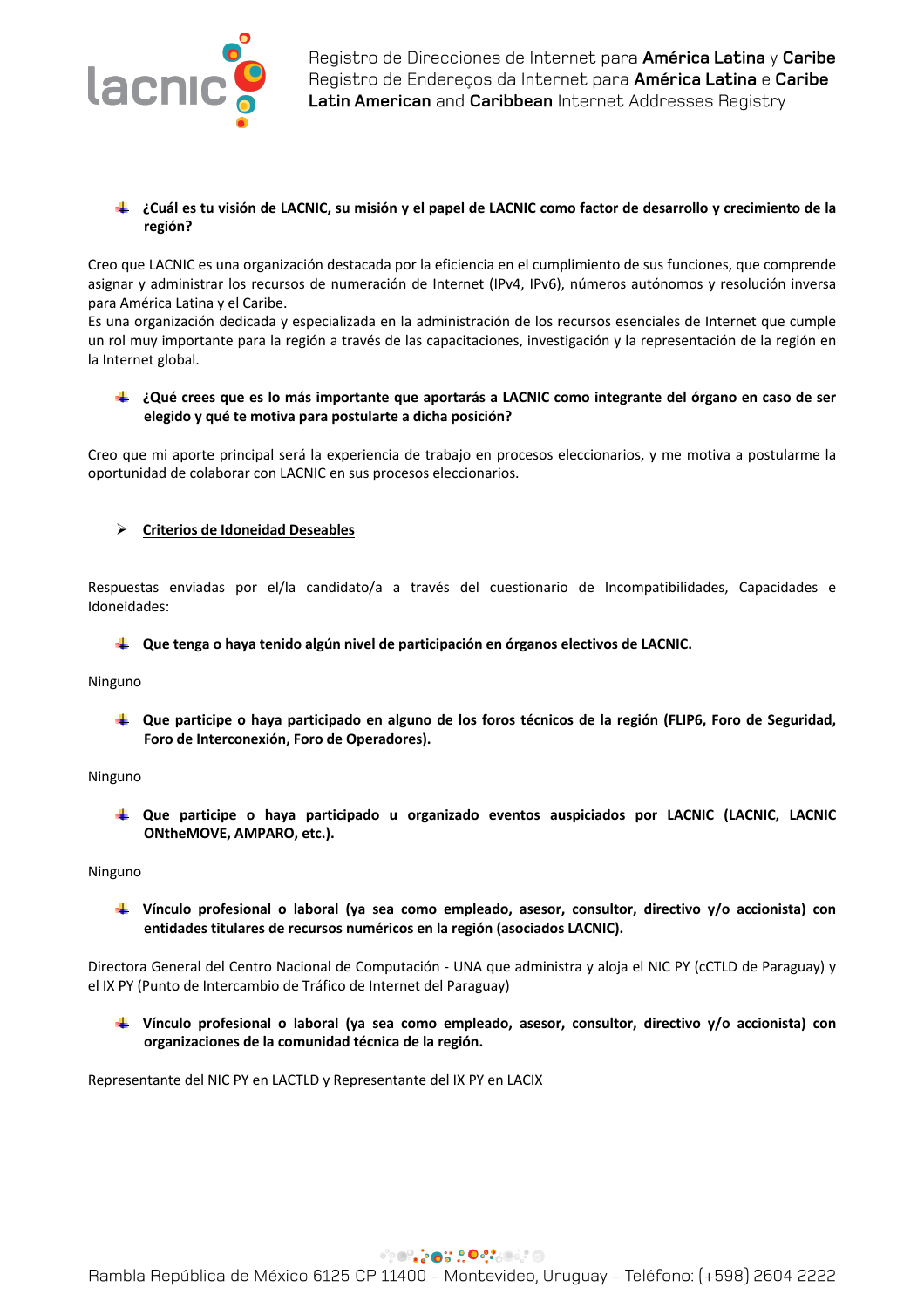- **¿Cuál es tu visión de LACNIC, su misión y el papel de LACNIC como factor de desarrollo y crecimiento de la región?**

Creo que LACNIC es una organización destacada por la eficiencia en el cumplimiento de sus funciones, que comprende asignar y administrar los recursos de numeración de Internet (IPv4, IPv6), números autónomos y resolución inversa para América Latina y el Caribe.
Es una organización dedicada y especializada en la administración de los recursos esenciales de Internet que cumple un rol muy importante para la región a través de las capacitaciones, investigación y la representación de la región en la Internet global.

- **¿Qué crees que es lo más importante que aportarás a LACNIC como integrante del órgano en caso de ser elegido y qué te motiva para postularte a dicha posición?**

Creo que mi aporte principal será la experiencia de trabajo en procesos eleccionarios, y me motiva a postularme la oportunidad de colaborar con LACNIC en sus procesos eleccionarios.

- **<u>Criterios de Idoneidad Deseables</u>**

Respuestas enviadas por el/la candidato/a a través del cuestionario de Incompatibilidades, Capacidades e Idoneidades:

- **Que tenga o haya tenido algún nivel de participación en órganos electivos de LACNIC.**

Ninguno

- **Que participe o haya participado en alguno de los foros técnicos de la región (FLIP6, Foro de Seguridad, Foro de Interconexión, Foro de Operadores).**

Ninguno

- **Que participe o haya participado u organizado eventos auspiciados por LACNIC (LACNIC, LACNIC ONtheMOVE, AMPARO, etc.).**

Ninguno

- **Vínculo profesional o laboral (ya sea como empleado, asesor, consultor, directivo y/o accionista) con entidades titulares de recursos numéricos en la región (asociados LACNIC).**

Directora General del Centro Nacional de Computación - UNA que administra y aloja el NIC PY (cCTLD de Paraguay) y el IX PY (Punto de Intercambio de Tráfico de Internet del Paraguay)

- **Vínculo profesional o laboral (ya sea como empleado, asesor, consultor, directivo y/o accionista) con organizaciones de la comunidad técnica de la región.**

Representante del NIC PY en LACTLD y Representante del IX PY en LACIX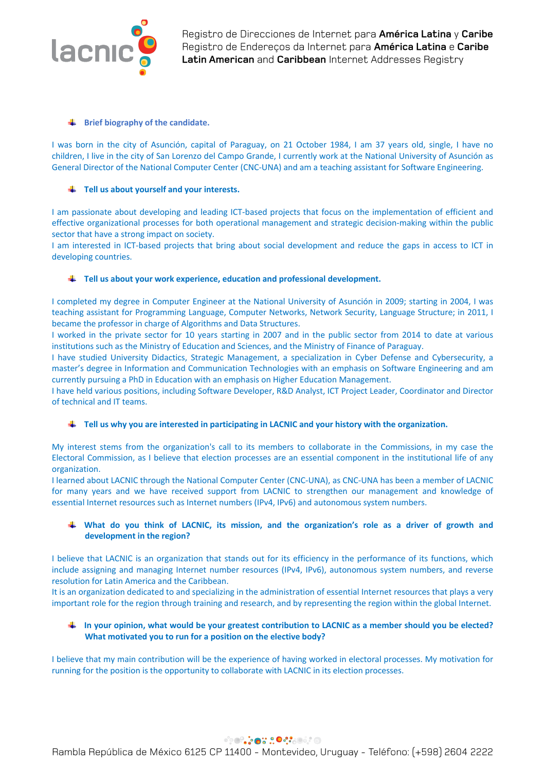### Brief biography of the candidate.

I was born in the city of Asunción, capital of Paraguay, on 21 October 1984, I am 37 years old, single, I have no children, I live in the city of San Lorenzo del Campo Grande, I currently work at the National University of Asunción as General Director of the National Computer Center (CNC-UNA) and am a teaching assistant for Software Engineering.

### Tell us about yourself and your interests.

I am passionate about developing and leading ICT-based projects that focus on the implementation of efficient and effective organizational processes for both operational management and strategic decision-making within the public sector that have a strong impact on society.
I am interested in ICT-based projects that bring about social development and reduce the gaps in access to ICT in developing countries.

### Tell us about your work experience, education and professional development.

I completed my degree in Computer Engineer at the National University of Asunción in 2009; starting in 2004, I was teaching assistant for Programming Language, Computer Networks, Network Security, Language Structure; in 2011, I became the professor in charge of Algorithms and Data Structures.
I worked in the private sector for 10 years starting in 2007 and in the public sector from 2014 to date at various institutions such as the Ministry of Education and Sciences, and the Ministry of Finance of Paraguay.
I have studied University Didactics, Strategic Management, a specialization in Cyber Defense and Cybersecurity, a master's degree in Information and Communication Technologies with an emphasis on Software Engineering and am currently pursuing a PhD in Education with an emphasis on Higher Education Management.
I have held various positions, including Software Developer, R&D Analyst, ICT Project Leader, Coordinator and Director of technical and IT teams.

### Tell us why you are interested in participating in LACNIC and your history with the organization.

My interest stems from the organization's call to its members to collaborate in the Commissions, in my case the Electoral Commission, as I believe that election processes are an essential component in the institutional life of any organization.
I learned about LACNIC through the National Computer Center (CNC-UNA), as CNC-UNA has been a member of LACNIC for many years and we have received support from LACNIC to strengthen our management and knowledge of essential Internet resources such as Internet numbers (IPv4, IPv6) and autonomous system numbers.

### What do you think of LACNIC, its mission, and the organization's role as a driver of growth and development in the region?

I believe that LACNIC is an organization that stands out for its efficiency in the performance of its functions, which include assigning and managing Internet number resources (IPv4, IPv6), autonomous system numbers, and reverse resolution for Latin America and the Caribbean.
It is an organization dedicated to and specializing in the administration of essential Internet resources that plays a very important role for the region through training and research, and by representing the region within the global Internet.

### In your opinion, what would be your greatest contribution to LACNIC as a member should you be elected? What motivated you to run for a position on the elective body?

I believe that my main contribution will be the experience of having worked in electoral processes. My motivation for running for the position is the opportunity to collaborate with LACNIC in its election processes.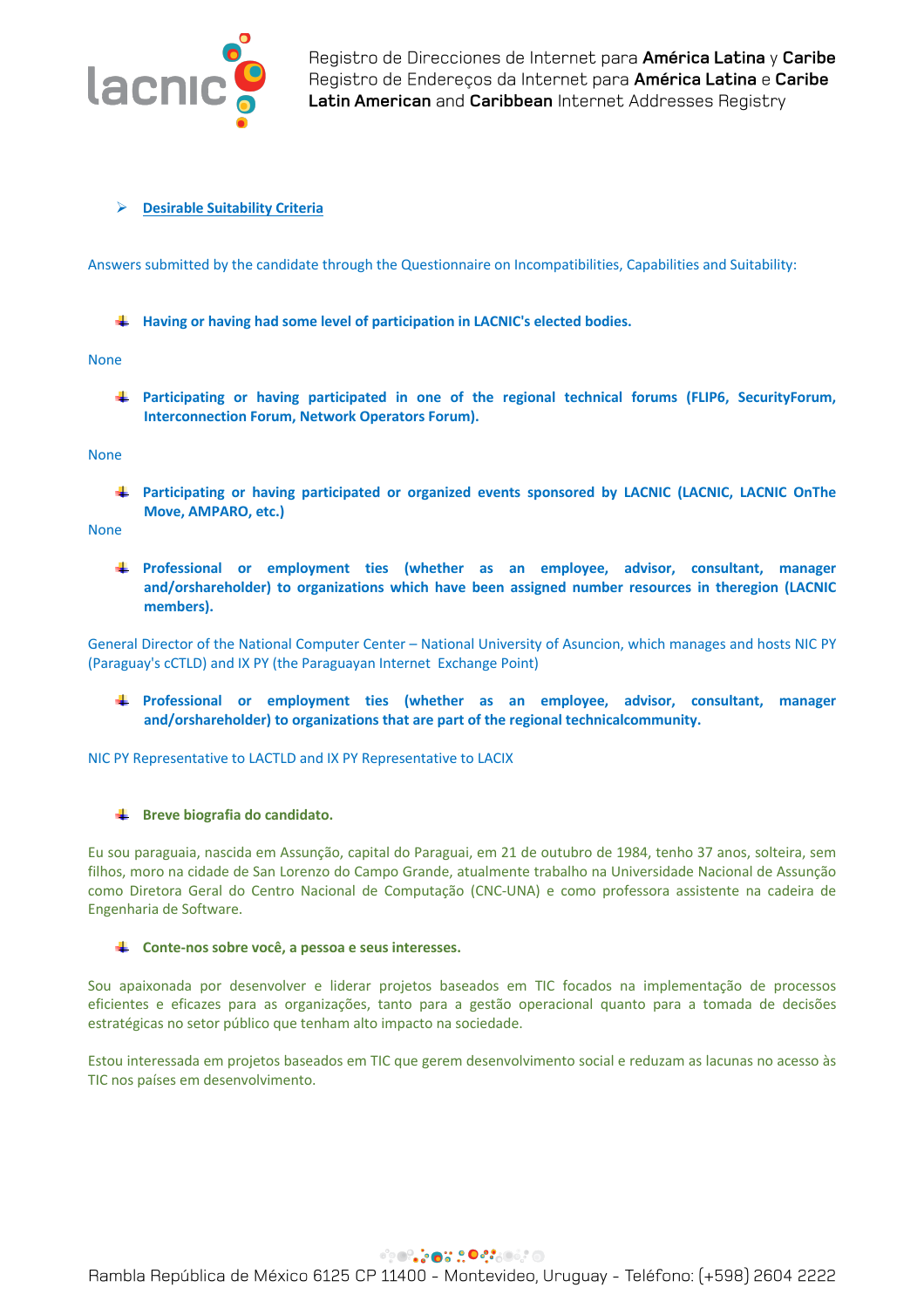- **Desirable Suitability Criteria**

Answers submitted by the candidate through the Questionnaire on Incompatibilities, Capabilities and Suitability:

- **Having or having had some level of participation in LACNIC's elected bodies.**

None

- **Participating or having participated in one of the regional technical forums (FLIP6, SecurityForum, Interconnection Forum, Network Operators Forum).**

None

- **Participating or having participated or organized events sponsored by LACNIC (LACNIC, LACNIC OnThe Move, AMPARO, etc.)**

None

- **Professional or employment ties (whether as an employee, advisor, consultant, manager and/orshareholder) to organizations which have been assigned number resources in theregion (LACNIC members).**

General Director of the National Computer Center – National University of Asuncion, which manages and hosts NIC PY (Paraguay's cCTLD) and IX PY (the Paraguayan Internet Exchange Point)

- **Professional or employment ties (whether as an employee, advisor, consultant, manager and/orshareholder) to organizations that are part of the regional technicalcommunity.**

NIC PY Representative to LACTLD and IX PY Representative to LACIX

- **Breve biografia do candidato.**

Eu sou paraguaia, nascida em Assunção, capital do Paraguai, em 21 de outubro de 1984, tenho 37 anos, solteira, sem filhos, moro na cidade de San Lorenzo do Campo Grande, atualmente trabalho na Universidade Nacional de Assunção como Diretora Geral do Centro Nacional de Computação (CNC-UNA) e como professora assistente na cadeira de Engenharia de Software.

- **Conte-nos sobre você, a pessoa e seus interesses.**

Sou apaixonada por desenvolver e liderar projetos baseados em TIC focados na implementação de processos eficientes e eficazes para as organizações, tanto para a gestão operacional quanto para a tomada de decisões estratégicas no setor público que tenham alto impacto na sociedade.

Estou interessada em projetos baseados em TIC que gerem desenvolvimento social e reduzam as lacunas no acesso às TIC nos países em desenvolvimento.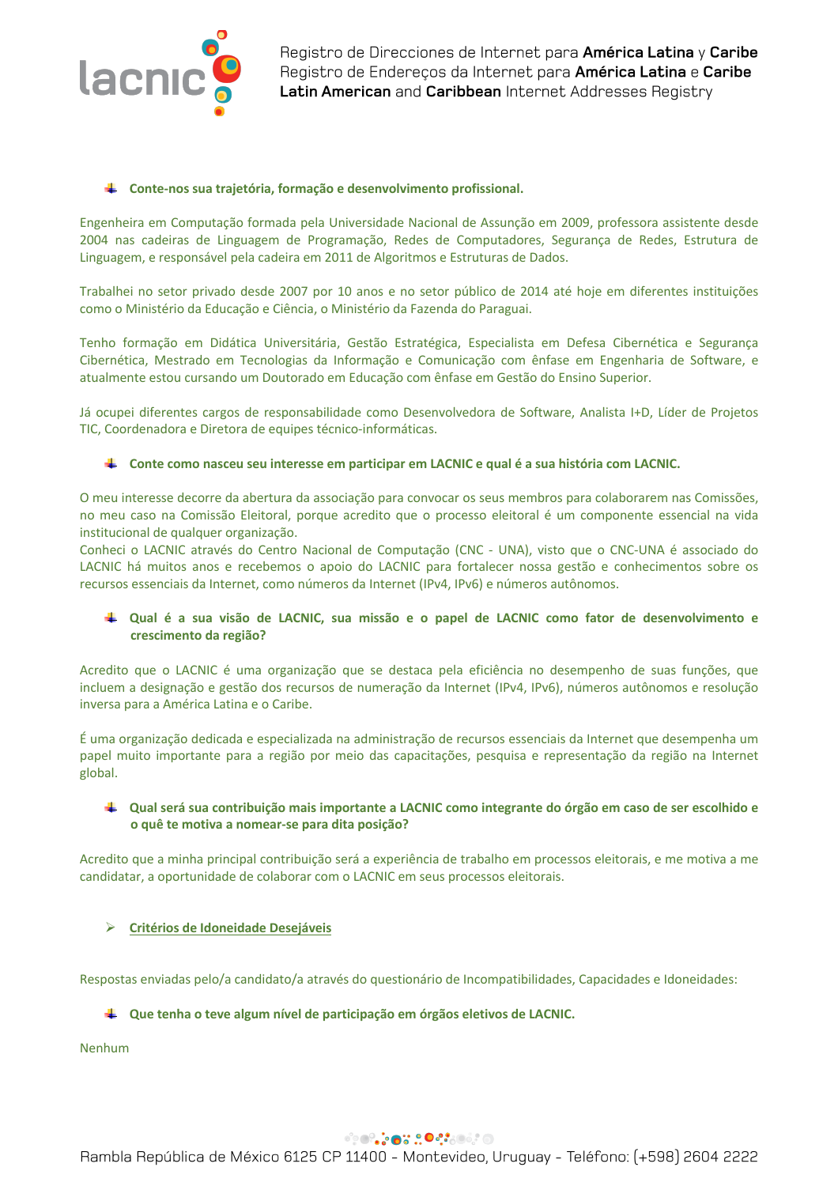- **Conte-nos sua trajetória, formação e desenvolvimento profissional.**

Engenheira em Computação formada pela Universidade Nacional de Assunção em 2009, professora assistente desde 2004 nas cadeiras de Linguagem de Programação, Redes de Computadores, Segurança de Redes, Estrutura de Linguagem, e responsável pela cadeira em 2011 de Algoritmos e Estruturas de Dados.

Trabalhei no setor privado desde 2007 por 10 anos e no setor público de 2014 até hoje em diferentes instituições como o Ministério da Educação e Ciência, o Ministério da Fazenda do Paraguai.

Tenho formação em Didática Universitária, Gestão Estratégica, Especialista em Defesa Cibernética e Segurança Cibernética, Mestrado em Tecnologias da Informação e Comunicação com ênfase em Engenharia de Software, e atualmente estou cursando um Doutorado em Educação com ênfase em Gestão do Ensino Superior.

Já ocupei diferentes cargos de responsabilidade como Desenvolvedora de Software, Analista I+D, Líder de Projetos TIC, Coordenadora e Diretora de equipes técnico-informáticas.

- **Conte como nasceu seu interesse em participar em LACNIC e qual é a sua história com LACNIC.**

O meu interesse decorre da abertura da associação para convocar os seus membros para colaborarem nas Comissões, no meu caso na Comissão Eleitoral, porque acredito que o processo eleitoral é um componente essencial na vida institucional de qualquer organização.
Conheci o LACNIC através do Centro Nacional de Computação (CNC - UNA), visto que o CNC-UNA é associado do LACNIC há muitos anos e recebemos o apoio do LACNIC para fortalecer nossa gestão e conhecimentos sobre os recursos essenciais da Internet, como números da Internet (IPv4, IPv6) e números autônomos.

- **Qual é a sua visão de LACNIC, sua missão e o papel de LACNIC como fator de desenvolvimento e crescimento da região?**

Acredito que o LACNIC é uma organização que se destaca pela eficiência no desempenho de suas funções, que incluem a designação e gestão dos recursos de numeração da Internet (IPv4, IPv6), números autônomos e resolução inversa para a América Latina e o Caribe.

É uma organização dedicada e especializada na administração de recursos essenciais da Internet que desempenha um papel muito importante para a região por meio das capacitações, pesquisa e representação da região na Internet global.

- **Qual será sua contribuição mais importante a LACNIC como integrante do órgão em caso de ser escolhido e o quê te motiva a nomear-se para dita posição?**

Acredito que a minha principal contribuição será a experiência de trabalho em processos eleitorais, e me motiva a me candidatar, a oportunidade de colaborar com o LACNIC em seus processos eleitorais.

- **Critérios de Idoneidade Desejáveis**

Respostas enviadas pelo/a candidato/a através do questionário de Incompatibilidades, Capacidades e Idoneidades:

- **Que tenha o teve algum nível de participação em órgãos eletivos de LACNIC.**

Nenhum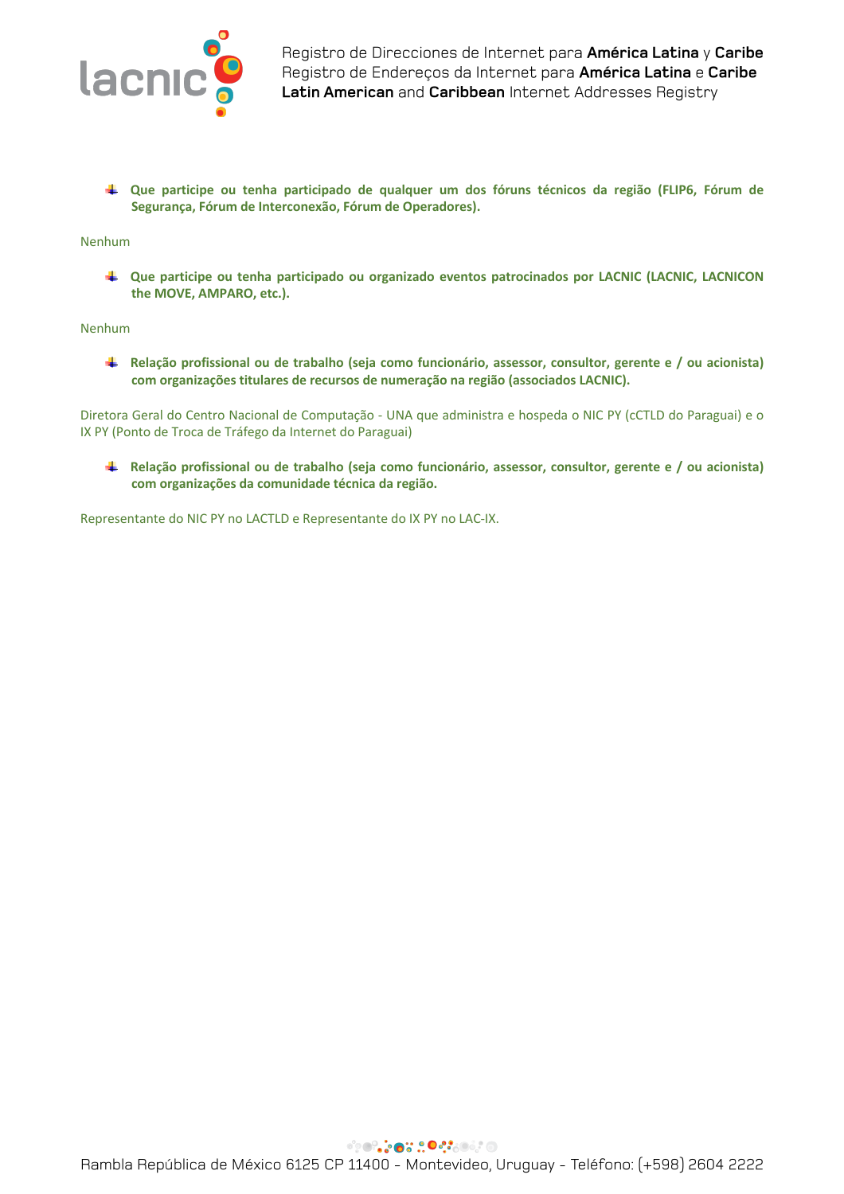- **Que participe ou tenha participado de qualquer um dos fóruns técnicos da região (FLIP6, Fórum de Segurança, Fórum de Interconexão, Fórum de Operadores).**

Nenhum

- **Que participe ou tenha participado ou organizado eventos patrocinados por LACNIC (LACNIC, LACNICON the MOVE, AMPARO, etc.).**

Nenhum

- **Relação profissional ou de trabalho (seja como funcionário, assessor, consultor, gerente e / ou acionista) com organizações titulares de recursos de numeração na região (associados LACNIC).**

Diretora Geral do Centro Nacional de Computação - UNA que administra e hospeda o NIC PY (cCTLD do Paraguai) e o IX PY (Ponto de Troca de Tráfego da Internet do Paraguai)

- **Relação profissional ou de trabalho (seja como funcionário, assessor, consultor, gerente e / ou acionista) com organizações da comunidade técnica da região.**

Representante do NIC PY no LACTLD e Representante do IX PY no LAC-IX.